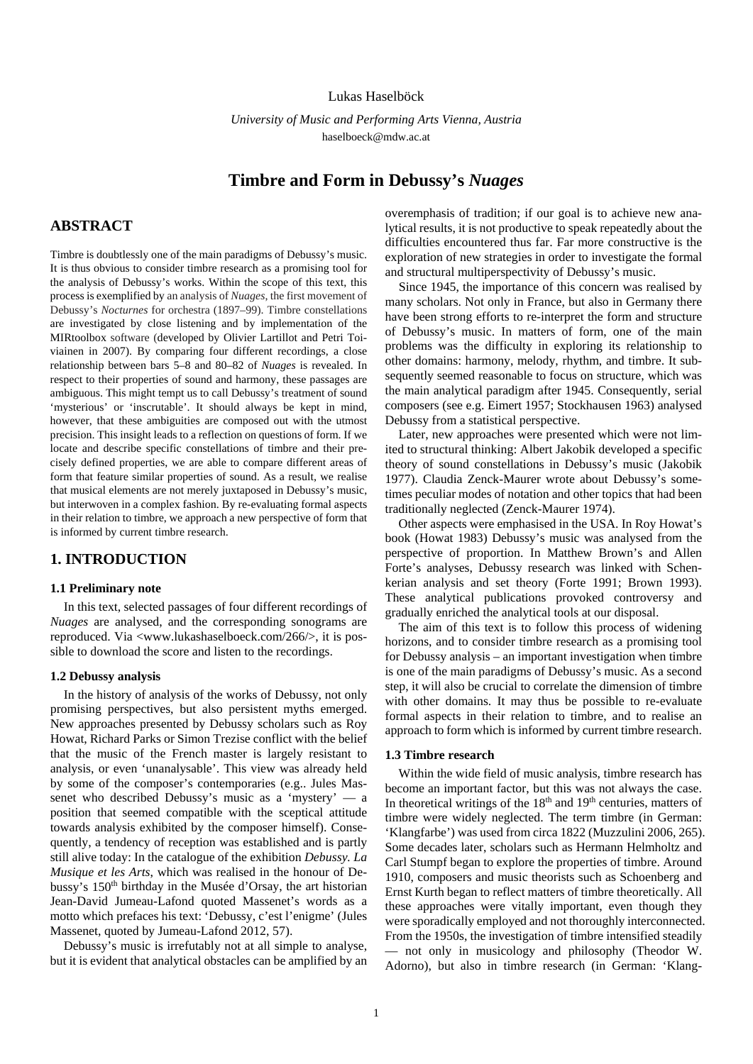Lukas Haselböck

*University of Music and Performing Arts Vienna, Austria*
haselboeck@mdw.ac.at

# Timbre and Form in Debussy's *Nuages*

## ABSTRACT

Timbre is doubtlessly one of the main paradigms of Debussy's music. It is thus obvious to consider timbre research as a promising tool for the analysis of Debussy's works. Within the scope of this text, this process is exemplified by an analysis of *Nuages*, the first movement of Debussy's *Nocturnes* for orchestra (1897–99). Timbre constellations are investigated by close listening and by implementation of the MIRtoolbox software (developed by Olivier Lartillot and Petri Toiviainen in 2007). By comparing four different recordings, a close relationship between bars 5–8 and 80–82 of *Nuages* is revealed. In respect to their properties of sound and harmony, these passages are ambiguous. This might tempt us to call Debussy's treatment of sound 'mysterious' or 'inscrutable'. It should always be kept in mind, however, that these ambiguities are composed out with the utmost precision. This insight leads to a reflection on questions of form. If we locate and describe specific constellations of timbre and their precisely defined properties, we are able to compare different areas of form that feature similar properties of sound. As a result, we realise that musical elements are not merely juxtaposed in Debussy's music, but interwoven in a complex fashion. By re-evaluating formal aspects in their relation to timbre, we approach a new perspective of form that is informed by current timbre research.

## 1. INTRODUCTION

### 1.1 Preliminary note

In this text, selected passages of four different recordings of *Nuages* are analysed, and the corresponding sonograms are reproduced. Via <www.lukashaselboeck.com/266/>, it is possible to download the score and listen to the recordings.

### 1.2 Debussy analysis

In the history of analysis of the works of Debussy, not only promising perspectives, but also persistent myths emerged. New approaches presented by Debussy scholars such as Roy Howat, Richard Parks or Simon Trezise conflict with the belief that the music of the French master is largely resistant to analysis, or even 'unanalysable'. This view was already held by some of the composer's contemporaries (e.g.. Jules Massenet who described Debussy's music as a 'mystery' — a position that seemed compatible with the sceptical attitude towards analysis exhibited by the composer himself). Consequently, a tendency of reception was established and is partly still alive today: In the catalogue of the exhibition *Debussy. La Musique et les Arts*, which was realised in the honour of Debussy's 150th birthday in the Musée d'Orsay, the art historian Jean-David Jumeau-Lafond quoted Massenet's words as a motto which prefaces his text: 'Debussy, c'est l'enigme' (Jules Massenet, quoted by Jumeau-Lafond 2012, 57).

Debussy's music is irrefutably not at all simple to analyse, but it is evident that analytical obstacles can be amplified by an overemphasis of tradition; if our goal is to achieve new analytical results, it is not productive to speak repeatedly about the difficulties encountered thus far. Far more constructive is the exploration of new strategies in order to investigate the formal and structural multiperspectivity of Debussy's music.

Since 1945, the importance of this concern was realised by many scholars. Not only in France, but also in Germany there have been strong efforts to re-interpret the form and structure of Debussy's music. In matters of form, one of the main problems was the difficulty in exploring its relationship to other domains: harmony, melody, rhythm, and timbre. It subsequently seemed reasonable to focus on structure, which was the main analytical paradigm after 1945. Consequently, serial composers (see e.g. Eimert 1957; Stockhausen 1963) analysed Debussy from a statistical perspective.

Later, new approaches were presented which were not limited to structural thinking: Albert Jakobik developed a specific theory of sound constellations in Debussy's music (Jakobik 1977). Claudia Zenck-Maurer wrote about Debussy's sometimes peculiar modes of notation and other topics that had been traditionally neglected (Zenck-Maurer 1974).

Other aspects were emphasised in the USA. In Roy Howat's book (Howat 1983) Debussy's music was analysed from the perspective of proportion. In Matthew Brown's and Allen Forte's analyses, Debussy research was linked with Schenkerian analysis and set theory (Forte 1991; Brown 1993). These analytical publications provoked controversy and gradually enriched the analytical tools at our disposal.

The aim of this text is to follow this process of widening horizons, and to consider timbre research as a promising tool for Debussy analysis – an important investigation when timbre is one of the main paradigms of Debussy's music. As a second step, it will also be crucial to correlate the dimension of timbre with other domains. It may thus be possible to re-evaluate formal aspects in their relation to timbre, and to realise an approach to form which is informed by current timbre research.

### 1.3 Timbre research

Within the wide field of music analysis, timbre research has become an important factor, but this was not always the case. In theoretical writings of the 18th and 19th centuries, matters of timbre were widely neglected. The term timbre (in German: 'Klangfarbe') was used from circa 1822 (Muzzulini 2006, 265). Some decades later, scholars such as Hermann Helmholtz and Carl Stumpf began to explore the properties of timbre. Around 1910, composers and music theorists such as Schoenberg and Ernst Kurth began to reflect matters of timbre theoretically. All these approaches were vitally important, even though they were sporadically employed and not thoroughly interconnected. From the 1950s, the investigation of timbre intensified steadily — not only in musicology and philosophy (Theodor W. Adorno), but also in timbre research (in German: 'Klang-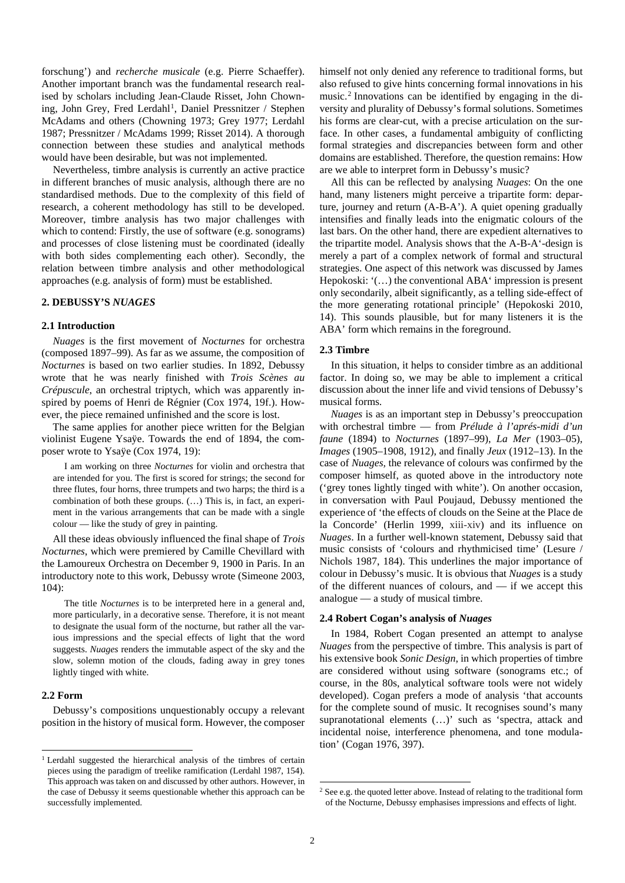forschung') and *recherche musicale* (e.g. Pierre Schaeffer). Another important branch was the fundamental research realised by scholars including Jean-Claude Risset, John Chowning, John Grey, Fred Lerdahl[1], Daniel Pressnitzer / Stephen McAdams and others (Chowning 1973; Grey 1977; Lerdahl 1987; Pressnitzer / McAdams 1999; Risset 2014). A thorough connection between these studies and analytical methods would have been desirable, but was not implemented.

Nevertheless, timbre analysis is currently an active practice in different branches of music analysis, although there are no standardised methods. Due to the complexity of this field of research, a coherent methodology has still to be developed. Moreover, timbre analysis has two major challenges with which to contend: Firstly, the use of software (e.g. sonograms) and processes of close listening must be coordinated (ideally with both sides complementing each other). Secondly, the relation between timbre analysis and other methodological approaches (e.g. analysis of form) must be established.

## 2. DEBUSSY'S *NUAGES*

### 2.1 Introduction

*Nuages* is the first movement of *Nocturnes* for orchestra (composed 1897–99). As far as we assume, the composition of *Nocturnes* is based on two earlier studies. In 1892, Debussy wrote that he was nearly finished with *Trois Scènes au Crépuscule*, an orchestral triptych, which was apparently inspired by poems of Henri de Régnier (Cox 1974, 19f.). However, the piece remained unfinished and the score is lost.

The same applies for another piece written for the Belgian violinist Eugene Ysaÿe. Towards the end of 1894, the composer wrote to Ysaÿe (Cox 1974, 19):

> I am working on three *Nocturnes* for violin and orchestra that are intended for you. The first is scored for strings; the second for three flutes, four horns, three trumpets and two harps; the third is a combination of both these groups. (…) This is, in fact, an experiment in the various arrangements that can be made with a single colour — like the study of grey in painting.

All these ideas obviously influenced the final shape of *Trois Nocturnes*, which were premiered by Camille Chevillard with the Lamoureux Orchestra on December 9, 1900 in Paris. In an introductory note to this work, Debussy wrote (Simeone 2003, 104):

> The title *Nocturnes* is to be interpreted here in a general and, more particularly, in a decorative sense. Therefore, it is not meant to designate the usual form of the nocturne, but rather all the various impressions and the special effects of light that the word suggests. *Nuages* renders the immutable aspect of the sky and the slow, solemn motion of the clouds, fading away in grey tones lightly tinged with white.

### 2.2 Form

Debussy's compositions unquestionably occupy a relevant position in the history of musical form. However, the composer himself not only denied any reference to traditional forms, but also refused to give hints concerning formal innovations in his music.[2] Innovations can be identified by engaging in the diversity and plurality of Debussy's formal solutions. Sometimes his forms are clear-cut, with a precise articulation on the surface. In other cases, a fundamental ambiguity of conflicting formal strategies and discrepancies between form and other domains are established. Therefore, the question remains: How are we able to interpret form in Debussy's music?

All this can be reflected by analysing *Nuages*: On the one hand, many listeners might perceive a tripartite form: departure, journey and return (A-B-A'). A quiet opening gradually intensifies and finally leads into the enigmatic colours of the last bars. On the other hand, there are expedient alternatives to the tripartite model. Analysis shows that the A-B-A'-design is merely a part of a complex network of formal and structural strategies. One aspect of this network was discussed by James Hepokoski: '(…) the conventional ABA' impression is present only secondarily, albeit significantly, as a telling side-effect of the more generating rotational principle' (Hepokoski 2010, 14). This sounds plausible, but for many listeners it is the ABA' form which remains in the foreground.

### 2.3 Timbre

In this situation, it helps to consider timbre as an additional factor. In doing so, we may be able to implement a critical discussion about the inner life and vivid tensions of Debussy's musical forms.

*Nuages* is as an important step in Debussy's preoccupation with orchestral timbre — from *Prélude à l'aprés-midi d'un faune* (1894) to *Nocturnes* (1897–99), *La Mer* (1903–05), *Images* (1905–1908, 1912), and finally *Jeux* (1912–13). In the case of *Nuages,* the relevance of colours was confirmed by the composer himself, as quoted above in the introductory note ('grey tones lightly tinged with white'). On another occasion, in conversation with Paul Poujaud, Debussy mentioned the experience of 'the effects of clouds on the Seine at the Place de la Concorde' (Herlin 1999, xiii-xiv) and its influence on *Nuages*. In a further well-known statement, Debussy said that music consists of 'colours and rhythmicised time' (Lesure / Nichols 1987, 184). This underlines the major importance of colour in Debussy's music. It is obvious that *Nuages* is a study of the different nuances of colours, and — if we accept this analogue — a study of musical timbre.

### 2.4 Robert Cogan's analysis of *Nuages*

In 1984, Robert Cogan presented an attempt to analyse *Nuages* from the perspective of timbre. This analysis is part of his extensive book *Sonic Design*, in which properties of timbre are considered without using software (sonograms etc.; of course, in the 80s, analytical software tools were not widely developed). Cogan prefers a mode of analysis 'that accounts for the complete sound of music. It recognises sound's many supranotational elements (…)' such as 'spectra, attack and incidental noise, interference phenomena, and tone modulation' (Cogan 1976, 397).

---

[1] Lerdahl suggested the hierarchical analysis of the timbres of certain pieces using the paradigm of treelike ramification (Lerdahl 1987, 154). This approach was taken on and discussed by other authors. However, in the case of Debussy it seems questionable whether this approach can be successfully implemented.

[2] See e.g. the quoted letter above. Instead of relating to the traditional form of the Nocturne, Debussy emphasises impressions and effects of light.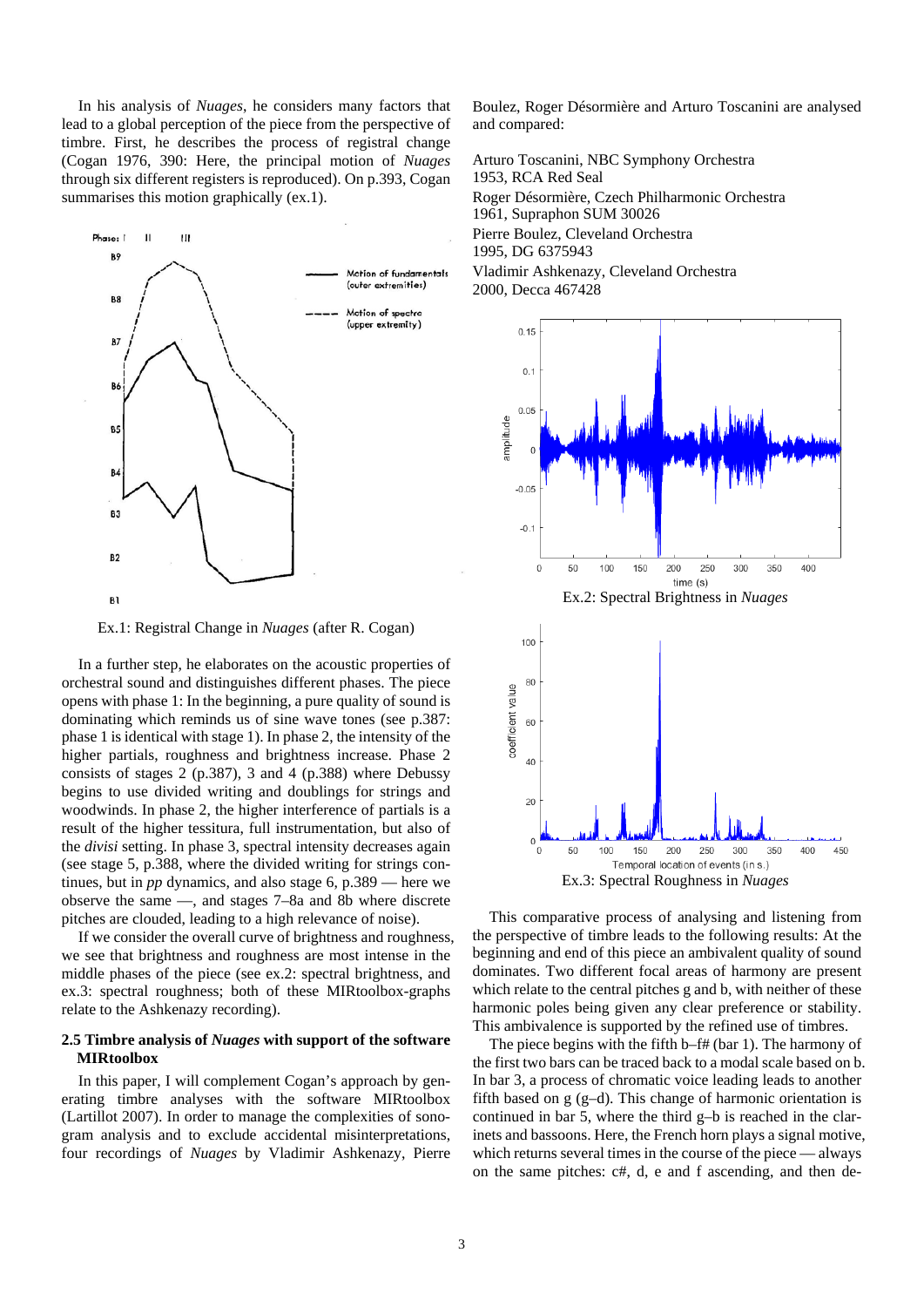In his analysis of *Nuages*, he considers many factors that lead to a global perception of the piece from the perspective of timbre. First, he describes the process of registral change (Cogan 1976, 390: Here, the principal motion of *Nuages* through six different registers is reproduced). On p.393, Cogan summarises this motion graphically (ex.1).

Ex.1: Registral Change in *Nuages* (after R. Cogan)

In a further step, he elaborates on the acoustic properties of orchestral sound and distinguishes different phases. The piece opens with phase 1: In the beginning, a pure quality of sound is dominating which reminds us of sine wave tones (see p.387: phase 1 is identical with stage 1). In phase 2, the intensity of the higher partials, roughness and brightness increase. Phase 2 consists of stages 2 (p.387), 3 and 4 (p.388) where Debussy begins to use divided writing and doublings for strings and woodwinds. In phase 2, the higher interference of partials is a result of the higher tessitura, full instrumentation, but also of the *divisi* setting. In phase 3, spectral intensity decreases again (see stage 5, p.388, where the divided writing for strings continues, but in *pp* dynamics, and also stage 6, p.389 — here we observe the same —, and stages 7–8a and 8b where discrete pitches are clouded, leading to a high relevance of noise).

If we consider the overall curve of brightness and roughness, we see that brightness and roughness are most intense in the middle phases of the piece (see ex.2: spectral brightness, and ex.3: spectral roughness; both of these MIRtoolbox-graphs relate to the Ashkenazy recording).

### 2.5 Timbre analysis of *Nuages* with support of the software MIRtoolbox

In this paper, I will complement Cogan's approach by generating timbre analyses with the software MIRtoolbox (Lartillot 2007). In order to manage the complexities of sonogram analysis and to exclude accidental misinterpretations, four recordings of *Nuages* by Vladimir Ashkenazy, Pierre Boulez, Roger Désormière and Arturo Toscanini are analysed and compared:

Arturo Toscanini, NBC Symphony Orchestra
1953, RCA Red Seal
Roger Désormière, Czech Philharmonic Orchestra
1961, Supraphon SUM 30026
Pierre Boulez, Cleveland Orchestra
1995, DG 6375943
Vladimir Ashkenazy, Cleveland Orchestra
2000, Decca 467428

Ex.2: Spectral Brightness in *Nuages*

Ex.3: Spectral Roughness in *Nuages*

This comparative process of analysing and listening from the perspective of timbre leads to the following results: At the beginning and end of this piece an ambivalent quality of sound dominates. Two different focal areas of harmony are present which relate to the central pitches g and b, with neither of these harmonic poles being given any clear preference or stability. This ambivalence is supported by the refined use of timbres.

The piece begins with the fifth b–f# (bar 1). The harmony of the first two bars can be traced back to a modal scale based on b. In bar 3, a process of chromatic voice leading leads to another fifth based on g (g–d). This change of harmonic orientation is continued in bar 5, where the third g–b is reached in the clarinets and bassoons. Here, the French horn plays a signal motive, which returns several times in the course of the piece — always on the same pitches: c#, d, e and f ascending, and then de-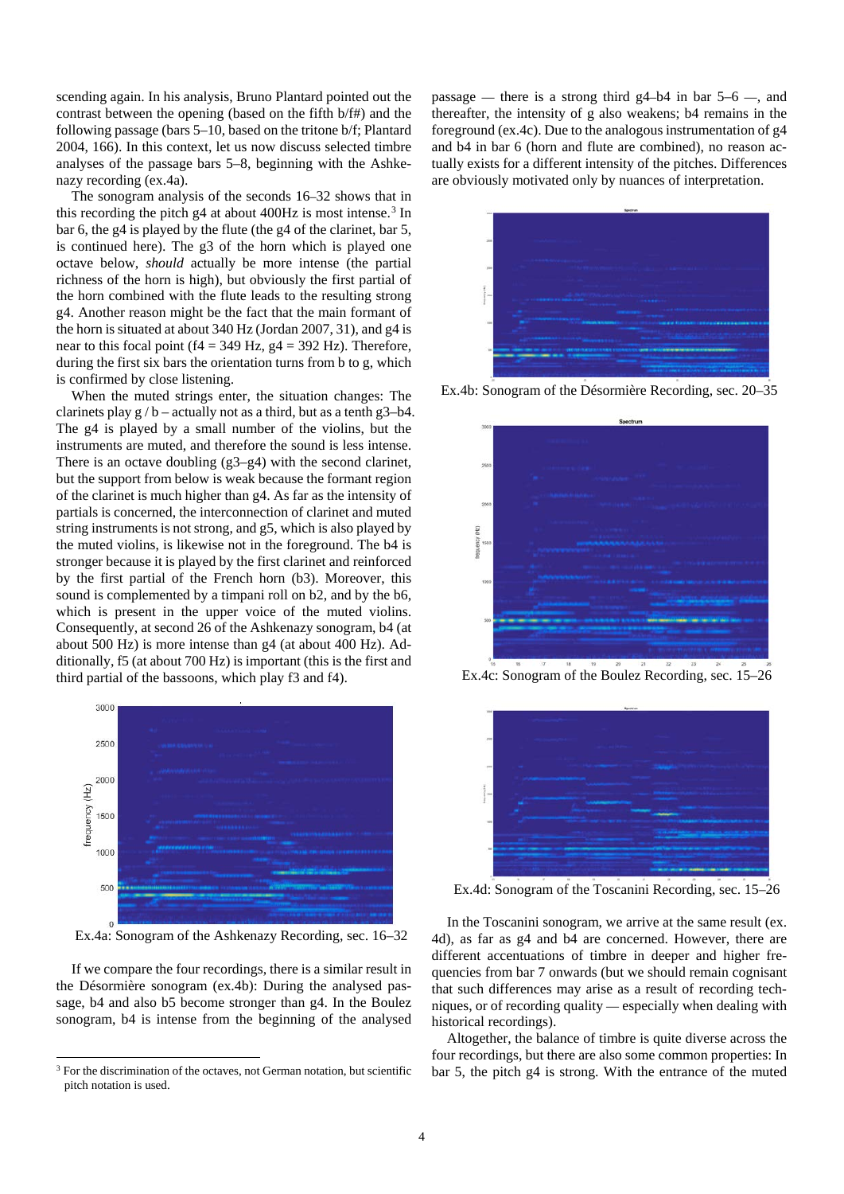scending again. In his analysis, Bruno Plantard pointed out the contrast between the opening (based on the fifth b/f#) and the following passage (bars 5–10, based on the tritone b/f; Plantard 2004, 166). In this context, let us now discuss selected timbre analyses of the passage bars 5–8, beginning with the Ashkenazy recording (ex.4a).

The sonogram analysis of the seconds 16–32 shows that in this recording the pitch g4 at about 400Hz is most intense.[3] In bar 6, the g4 is played by the flute (the g4 of the clarinet, bar 5, is continued here). The g3 of the horn which is played one octave below, *should* actually be more intense (the partial richness of the horn is high), but obviously the first partial of the horn combined with the flute leads to the resulting strong g4. Another reason might be the fact that the main formant of the horn is situated at about 340 Hz (Jordan 2007, 31), and g4 is near to this focal point (f4 = 349 Hz, g4 = 392 Hz). Therefore, during the first six bars the orientation turns from b to g, which is confirmed by close listening.

When the muted strings enter, the situation changes: The clarinets play g / b – actually not as a third, but as a tenth g3–b4. The g4 is played by a small number of the violins, but the instruments are muted, and therefore the sound is less intense. There is an octave doubling (g3–g4) with the second clarinet, but the support from below is weak because the formant region of the clarinet is much higher than g4. As far as the intensity of partials is concerned, the interconnection of clarinet and muted string instruments is not strong, and g5, which is also played by the muted violins, is likewise not in the foreground. The b4 is stronger because it is played by the first clarinet and reinforced by the first partial of the French horn (b3). Moreover, this sound is complemented by a timpani roll on b2, and by the b6, which is present in the upper voice of the muted violins. Consequently, at second 26 of the Ashkenazy sonogram, b4 (at about 500 Hz) is more intense than g4 (at about 400 Hz). Additionally, f5 (at about 700 Hz) is important (this is the first and third partial of the bassoons, which play f3 and f4).

Ex.4a: Sonogram of the Ashkenazy Recording, sec. 16–32

If we compare the four recordings, there is a similar result in the Désormière sonogram (ex.4b): During the analysed passage, b4 and also b5 become stronger than g4. In the Boulez sonogram, b4 is intense from the beginning of the analysed passage — there is a strong third g4–b4 in bar 5–6 —, and thereafter, the intensity of g also weakens; b4 remains in the foreground (ex.4c). Due to the analogous instrumentation of g4 and b4 in bar 6 (horn and flute are combined), no reason actually exists for a different intensity of the pitches. Differences are obviously motivated only by nuances of interpretation.

Ex.4b: Sonogram of the Désormière Recording, sec. 20–35

Ex.4c: Sonogram of the Boulez Recording, sec. 15–26

Ex.4d: Sonogram of the Toscanini Recording, sec. 15–26

In the Toscanini sonogram, we arrive at the same result (ex. 4d), as far as g4 and b4 are concerned. However, there are different accentuations of timbre in deeper and higher frequencies from bar 7 onwards (but we should remain cognisant that such differences may arise as a result of recording techniques, or of recording quality — especially when dealing with historical recordings).

Altogether, the balance of timbre is quite diverse across the four recordings, but there are also some common properties: In bar 5, the pitch g4 is strong. With the entrance of the muted

[3] For the discrimination of the octaves, not German notation, but scientific pitch notation is used.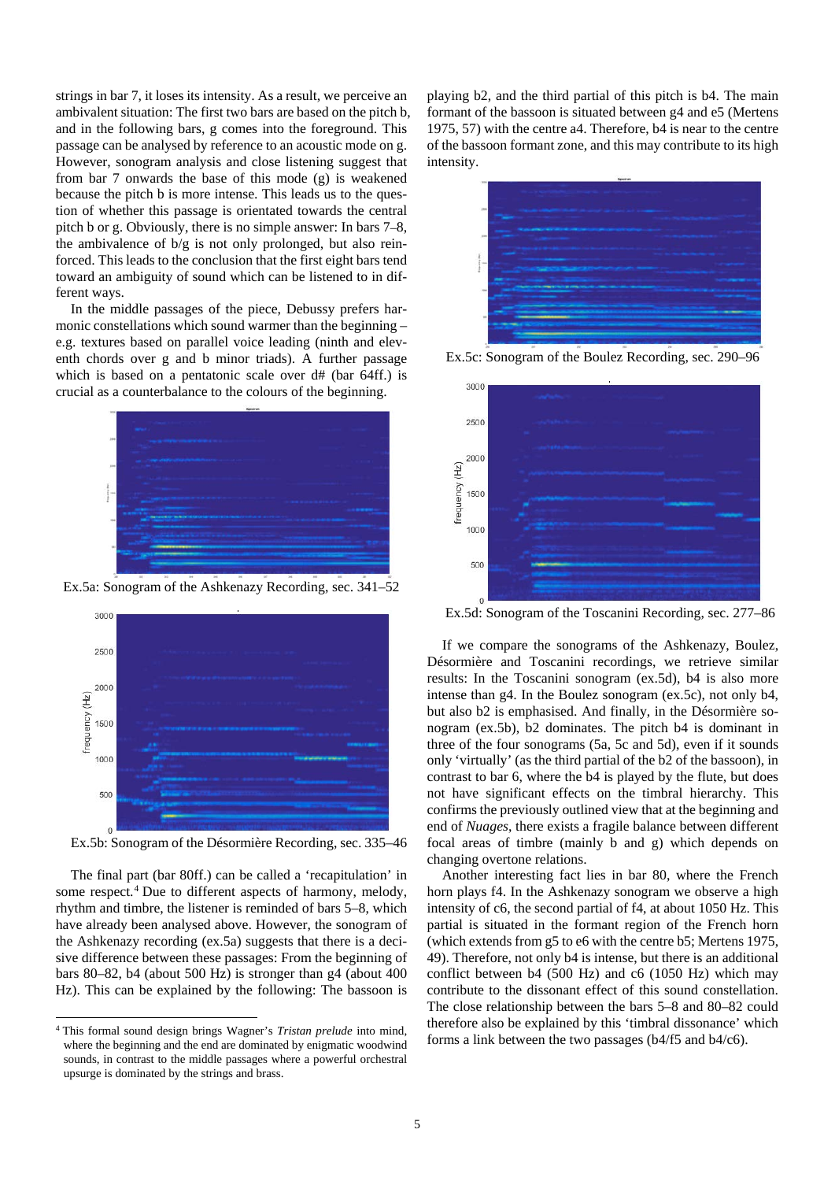strings in bar 7, it loses its intensity. As a result, we perceive an ambivalent situation: The first two bars are based on the pitch b, and in the following bars, g comes into the foreground. This passage can be analysed by reference to an acoustic mode on g. However, sonogram analysis and close listening suggest that from bar 7 onwards the base of this mode (g) is weakened because the pitch b is more intense. This leads us to the question of whether this passage is orientated towards the central pitch b or g. Obviously, there is no simple answer: In bars 7–8, the ambivalence of b/g is not only prolonged, but also reinforced. This leads to the conclusion that the first eight bars tend toward an ambiguity of sound which can be listened to in different ways.

In the middle passages of the piece, Debussy prefers harmonic constellations which sound warmer than the beginning – e.g. textures based on parallel voice leading (ninth and eleventh chords over g and b minor triads). A further passage which is based on a pentatonic scale over d# (bar 64ff.) is crucial as a counterbalance to the colours of the beginning.

Ex.5a: Sonogram of the Ashkenazy Recording, sec. 341–52

Ex.5b: Sonogram of the Désormière Recording, sec. 335–46

The final part (bar 80ff.) can be called a 'recapitulation' in some respect.[4] Due to different aspects of harmony, melody, rhythm and timbre, the listener is reminded of bars 5–8, which have already been analysed above. However, the sonogram of the Ashkenazy recording (ex.5a) suggests that there is a decisive difference between these passages: From the beginning of bars 80–82, b4 (about 500 Hz) is stronger than g4 (about 400 Hz). This can be explained by the following: The bassoon is playing b2, and the third partial of this pitch is b4. The main formant of the bassoon is situated between g4 and e5 (Mertens 1975, 57) with the centre a4. Therefore, b4 is near to the centre of the bassoon formant zone, and this may contribute to its high intensity.

Ex.5c: Sonogram of the Boulez Recording, sec. 290–96

Ex.5d: Sonogram of the Toscanini Recording, sec. 277–86

If we compare the sonograms of the Ashkenazy, Boulez, Désormière and Toscanini recordings, we retrieve similar results: In the Toscanini sonogram (ex.5d), b4 is also more intense than g4. In the Boulez sonogram (ex.5c), not only b4, but also b2 is emphasised. And finally, in the Désormière sonogram (ex.5b), b2 dominates. The pitch b4 is dominant in three of the four sonograms (5a, 5c and 5d), even if it sounds only 'virtually' (as the third partial of the b2 of the bassoon), in contrast to bar 6, where the b4 is played by the flute, but does not have significant effects on the timbral hierarchy. This confirms the previously outlined view that at the beginning and end of *Nuages*, there exists a fragile balance between different focal areas of timbre (mainly b and g) which depends on changing overtone relations.

Another interesting fact lies in bar 80, where the French horn plays f4. In the Ashkenazy sonogram we observe a high intensity of c6, the second partial of f4, at about 1050 Hz. This partial is situated in the formant region of the French horn (which extends from g5 to e6 with the centre b5; Mertens 1975, 49). Therefore, not only b4 is intense, but there is an additional conflict between b4 (500 Hz) and c6 (1050 Hz) which may contribute to the dissonant effect of this sound constellation. The close relationship between the bars 5–8 and 80–82 could therefore also be explained by this 'timbral dissonance' which forms a link between the two passages (b4/f5 and b4/c6).

[4] This formal sound design brings Wagner's *Tristan prelude* into mind, where the beginning and the end are dominated by enigmatic woodwind sounds, in contrast to the middle passages where a powerful orchestral upsurge is dominated by the strings and brass.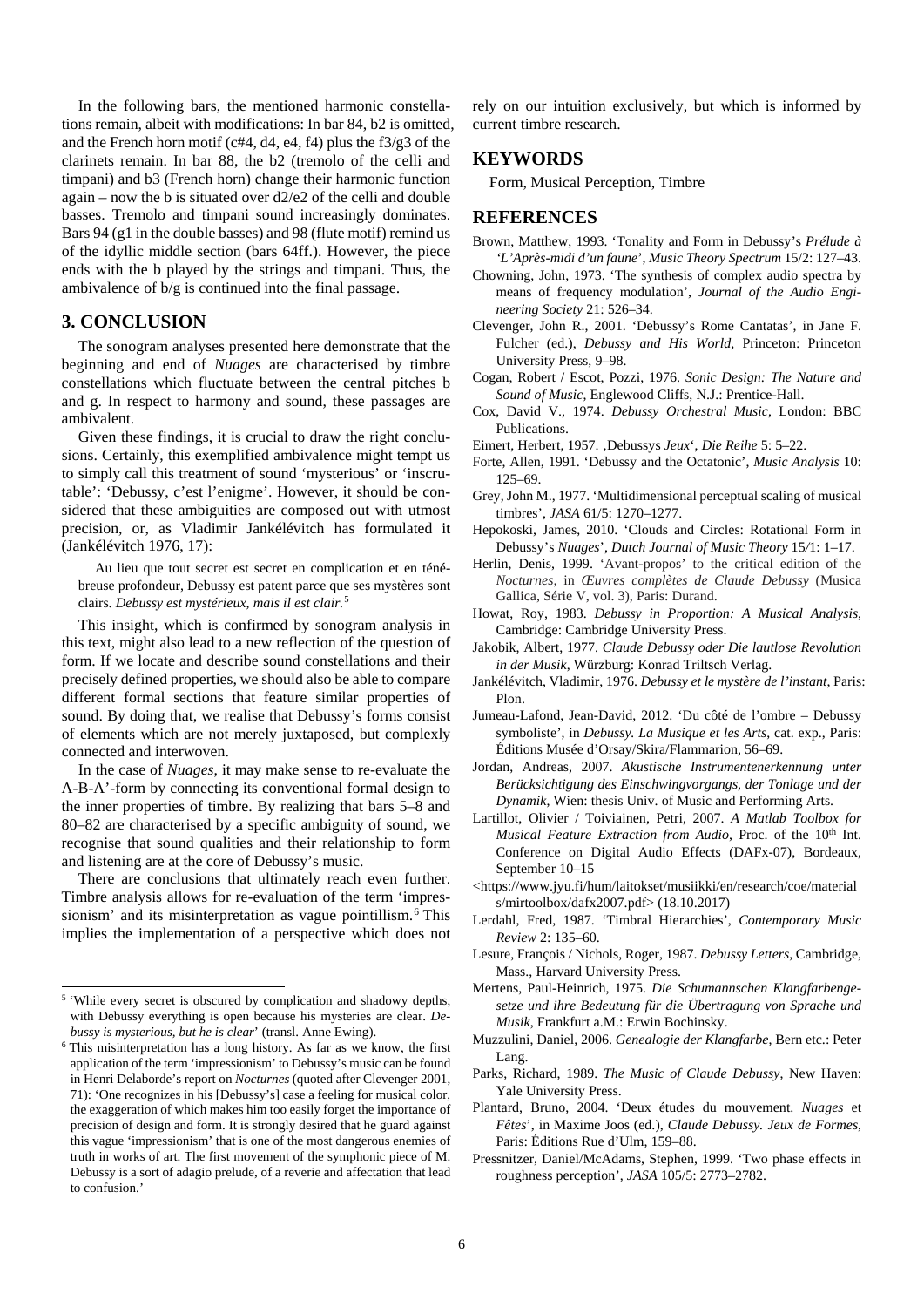In the following bars, the mentioned harmonic constellations remain, albeit with modifications: In bar 84, b2 is omitted, and the French horn motif (c#4, d4, e4, f4) plus the f3/g3 of the clarinets remain. In bar 88, the b2 (tremolo of the celli and timpani) and b3 (French horn) change their harmonic function again – now the b is situated over d2/e2 of the celli and double basses. Tremolo and timpani sound increasingly dominates. Bars 94 (g1 in the double basses) and 98 (flute motif) remind us of the idyllic middle section (bars 64ff.). However, the piece ends with the b played by the strings and timpani. Thus, the ambivalence of b/g is continued into the final passage.

## 3. CONCLUSION

The sonogram analyses presented here demonstrate that the beginning and end of *Nuages* are characterised by timbre constellations which fluctuate between the central pitches b and g. In respect to harmony and sound, these passages are ambivalent.

Given these findings, it is crucial to draw the right conclusions. Certainly, this exemplified ambivalence might tempt us to simply call this treatment of sound 'mysterious' or 'inscrutable': 'Debussy, c'est l'enigme'. However, it should be considered that these ambiguities are composed out with utmost precision, or, as Vladimir Jankélévitch has formulated it (Jankélévitch 1976, 17):

> Au lieu que tout secret est secret en complication et en ténébreuse profondeur, Debussy est patent parce que ses mystères sont clairs. *Debussy est mystérieux, mais il est clair.*[5]

This insight, which is confirmed by sonogram analysis in this text, might also lead to a new reflection of the question of form. If we locate and describe sound constellations and their precisely defined properties, we should also be able to compare different formal sections that feature similar properties of sound. By doing that, we realise that Debussy's forms consist of elements which are not merely juxtaposed, but complexly connected and interwoven.

In the case of *Nuages*, it may make sense to re-evaluate the A-B-A'-form by connecting its conventional formal design to the inner properties of timbre. By realizing that bars 5–8 and 80–82 are characterised by a specific ambiguity of sound, we recognise that sound qualities and their relationship to form and listening are at the core of Debussy's music.

There are conclusions that ultimately reach even further. Timbre analysis allows for re-evaluation of the term 'impressionism' and its misinterpretation as vague pointillism.[6] This implies the implementation of a perspective which does not rely on our intuition exclusively, but which is informed by current timbre research.

## KEYWORDS

Form, Musical Perception, Timbre

## REFERENCES

Brown, Matthew, 1993. 'Tonality and Form in Debussy's *Prélude à 'L'Après-midi d'un faune*', *Music Theory Spectrum* 15/2: 127–43.

Chowning, John, 1973. 'The synthesis of complex audio spectra by means of frequency modulation', *Journal of the Audio Engineering Society* 21: 526–34.

Clevenger, John R., 2001. 'Debussy's Rome Cantatas', in Jane F. Fulcher (ed.), *Debussy and His World*, Princeton: Princeton University Press, 9–98.

Cogan, Robert / Escot, Pozzi, 1976. *Sonic Design: The Nature and Sound of Music*, Englewood Cliffs, N.J.: Prentice-Hall.

Cox, David V., 1974. *Debussy Orchestral Music*, London: BBC Publications.

Eimert, Herbert, 1957. ‚Debussys *Jeux*', *Die Reihe* 5: 5–22.

Forte, Allen, 1991. 'Debussy and the Octatonic', *Music Analysis* 10: 125–69.

Grey, John M., 1977. 'Multidimensional perceptual scaling of musical timbres', *JASA* 61/5: 1270–1277.

Hepokoski, James, 2010. 'Clouds and Circles: Rotational Form in Debussy's *Nuages*', *Dutch Journal of Music Theory* 15/1: 1–17.

Herlin, Denis, 1999. 'Avant-propos' to the critical edition of the *Nocturnes*, in *Œuvres complètes de Claude Debussy* (Musica Gallica, Série V, vol. 3), Paris: Durand.

Howat, Roy, 1983. *Debussy in Proportion: A Musical Analysis*, Cambridge: Cambridge University Press.

Jakobik, Albert, 1977. *Claude Debussy oder Die lautlose Revolution in der Musik*, Würzburg: Konrad Triltsch Verlag.

Jankélévitch, Vladimir, 1976. *Debussy et le mystère de l'instant*, Paris: Plon.

Jumeau-Lafond, Jean-David, 2012. 'Du côté de l'ombre – Debussy symboliste', in *Debussy. La Musique et les Arts*, cat. exp., Paris: Éditions Musée d'Orsay/Skira/Flammarion, 56–69.

Jordan, Andreas, 2007. *Akustische Instrumentenerkennung unter Berücksichtigung des Einschwingvorgangs, der Tonlage und der Dynamik*, Wien: thesis Univ. of Music and Performing Arts.

Lartillot, Olivier / Toiviainen, Petri, 2007. *A Matlab Toolbox for Musical Feature Extraction from Audio*, Proc. of the 10th Int. Conference on Digital Audio Effects (DAFx-07), Bordeaux, September 10–15 <https://www.jyu.fi/hum/laitokset/musiikki/en/research/coe/materials/mirtoolbox/dafx2007.pdf> (18.10.2017)

Lerdahl, Fred, 1987. 'Timbral Hierarchies', *Contemporary Music Review* 2: 135–60.

Lesure, François / Nichols, Roger, 1987. *Debussy Letters*, Cambridge, Mass., Harvard University Press.

Mertens, Paul-Heinrich, 1975. *Die Schumannschen Klangfarbengesetze und ihre Bedeutung für die Übertragung von Sprache und Musik*, Frankfurt a.M.: Erwin Bochinsky.

Muzzulini, Daniel, 2006. *Genealogie der Klangfarbe*, Bern etc.: Peter Lang.

Parks, Richard, 1989. *The Music of Claude Debussy*, New Haven: Yale University Press.

Plantard, Bruno, 2004. 'Deux études du mouvement. *Nuages* et *Fêtes*', in Maxime Joos (ed.), *Claude Debussy. Jeux de Formes*, Paris: Éditions Rue d'Ulm, 159–88.

Pressnitzer, Daniel/McAdams, Stephen, 1999. 'Two phase effects in roughness perception', *JASA* 105/5: 2773–2782.

---

[5] 'While every secret is obscured by complication and shadowy depths, with Debussy everything is open because his mysteries are clear. *Debussy is mysterious, but he is clear*' (transl. Anne Ewing).

[6] This misinterpretation has a long history. As far as we know, the first application of the term 'impressionism' to Debussy's music can be found in Henri Delaborde's report on *Nocturnes* (quoted after Clevenger 2001, 71): 'One recognizes in his [Debussy's] case a feeling for musical color, the exaggeration of which makes him too easily forget the importance of precision of design and form. It is strongly desired that he guard against this vague 'impressionism' that is one of the most dangerous enemies of truth in works of art. The first movement of the symphonic piece of M. Debussy is a sort of adagio prelude, of a reverie and affectation that lead to confusion.'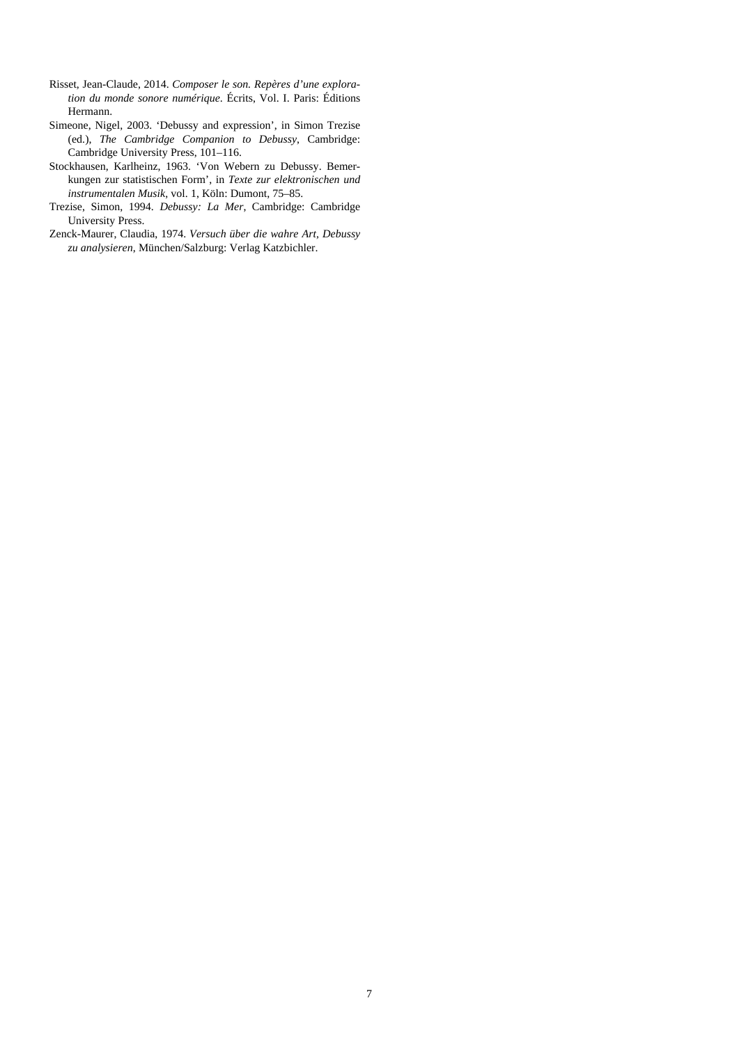Risset, Jean-Claude, 2014. *Composer le son. Repères d'une exploration du monde sonore numérique*. Écrits, Vol. I. Paris: Éditions Hermann.

Simeone, Nigel, 2003. 'Debussy and expression', in Simon Trezise (ed.), *The Cambridge Companion to Debussy*, Cambridge: Cambridge University Press, 101–116.

Stockhausen, Karlheinz, 1963. 'Von Webern zu Debussy. Bemerkungen zur statistischen Form', in *Texte zur elektronischen und instrumentalen Musik*, vol. 1, Köln: Dumont, 75–85.

Trezise, Simon, 1994. *Debussy: La Mer*, Cambridge: Cambridge University Press.

Zenck-Maurer, Claudia, 1974. *Versuch über die wahre Art, Debussy zu analysieren*, München/Salzburg: Verlag Katzbichler.